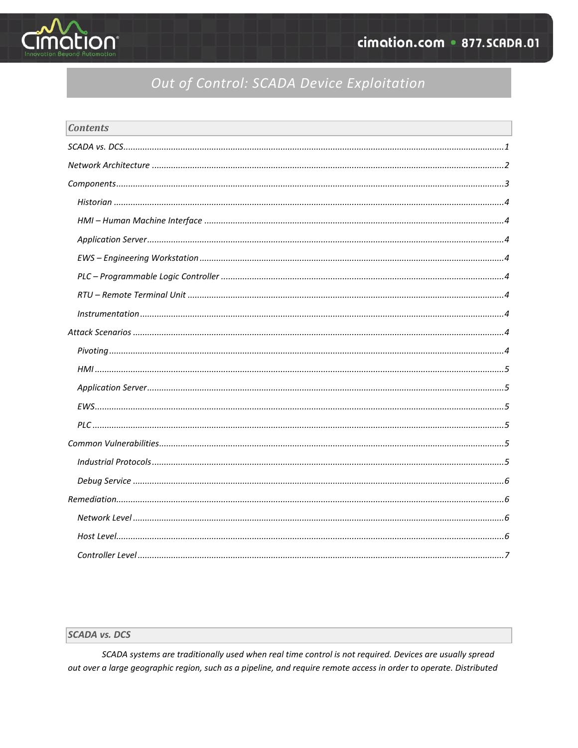# Out of Control: SCADA Device Exploitation

## Contents

SCADA vs. DCS ....................................................... 1

Network Architecture ....................................................... 2

Components ....................................................... 3

- Historian ....................................................... 4
- HMI – Human Machine Interface ....................................................... 4
- Application Server ....................................................... 4
- EWS – Engineering Workstation ....................................................... 4
- PLC – Programmable Logic Controller ....................................................... 4
- RTU – Remote Terminal Unit ....................................................... 4
- Instrumentation ....................................................... 4

Attack Scenarios ....................................................... 4

- Pivoting ....................................................... 4
- HMI ....................................................... 5
- Application Server ....................................................... 5
- EWS ....................................................... 5
- PLC ....................................................... 5

Common Vulnerabilities ....................................................... 5

- Industrial Protocols ....................................................... 5
- Debug Service ....................................................... 6

Remediation ....................................................... 6

- Network Level ....................................................... 6
- Host Level ....................................................... 6
- Controller Level ....................................................... 7

## SCADA vs. DCS

*SCADA systems are traditionally used when real time control is not required. Devices are usually spread out over a large geographic region, such as a pipeline, and require remote access in order to operate. Distributed*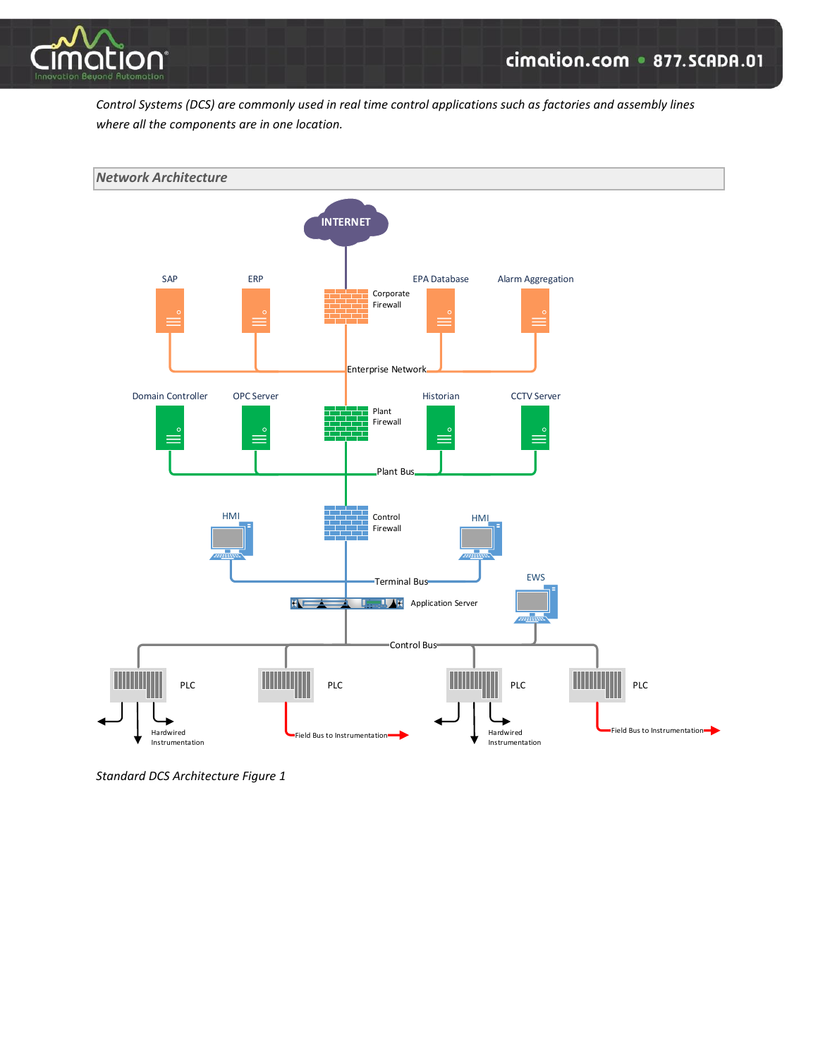*Control Systems (DCS) are commonly used in real time control applications such as factories and assembly lines where all the components are in one location.*

## *Network Architecture*

*Standard DCS Architecture Figure 1*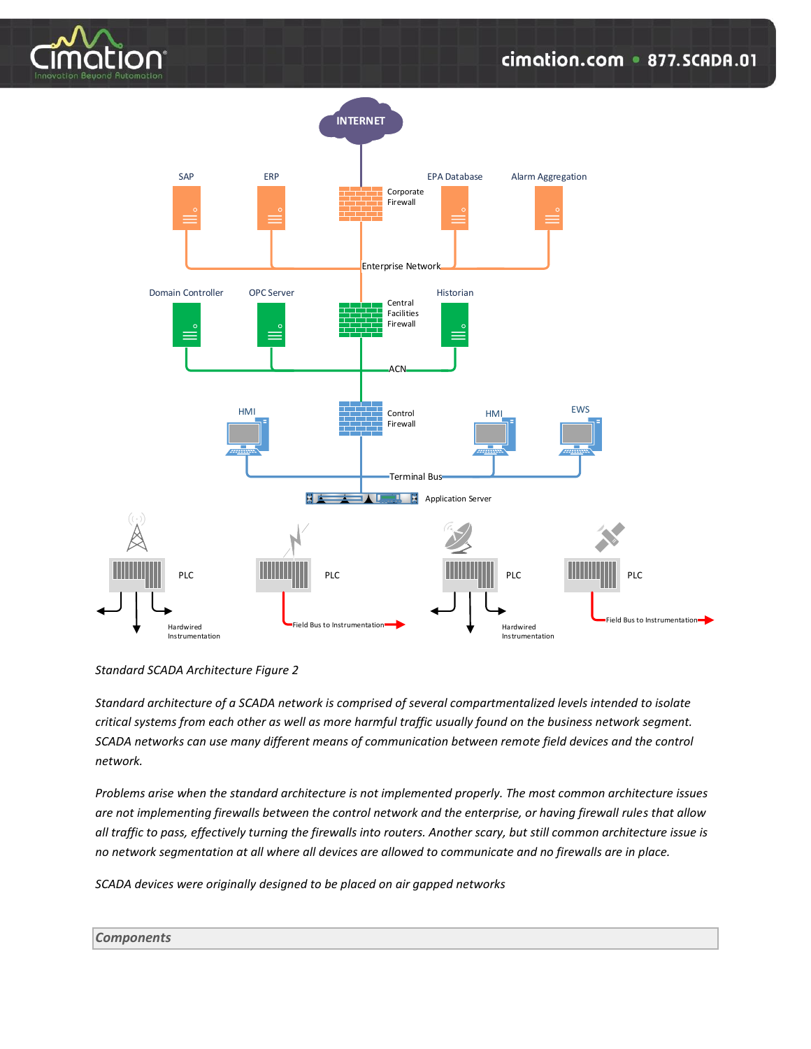*Standard SCADA Architecture Figure 2*

*Standard architecture of a SCADA network is comprised of several compartmentalized levels intended to isolate critical systems from each other as well as more harmful traffic usually found on the business network segment. SCADA networks can use many different means of communication between remote field devices and the control network.*

*Problems arise when the standard architecture is not implemented properly. The most common architecture issues are not implementing firewalls between the control network and the enterprise, or having firewall rules that allow all traffic to pass, effectively turning the firewalls into routers. Another scary, but still common architecture issue is no network segmentation at all where all devices are allowed to communicate and no firewalls are in place.*

*SCADA devices were originally designed to be placed on air gapped networks*

## *Components*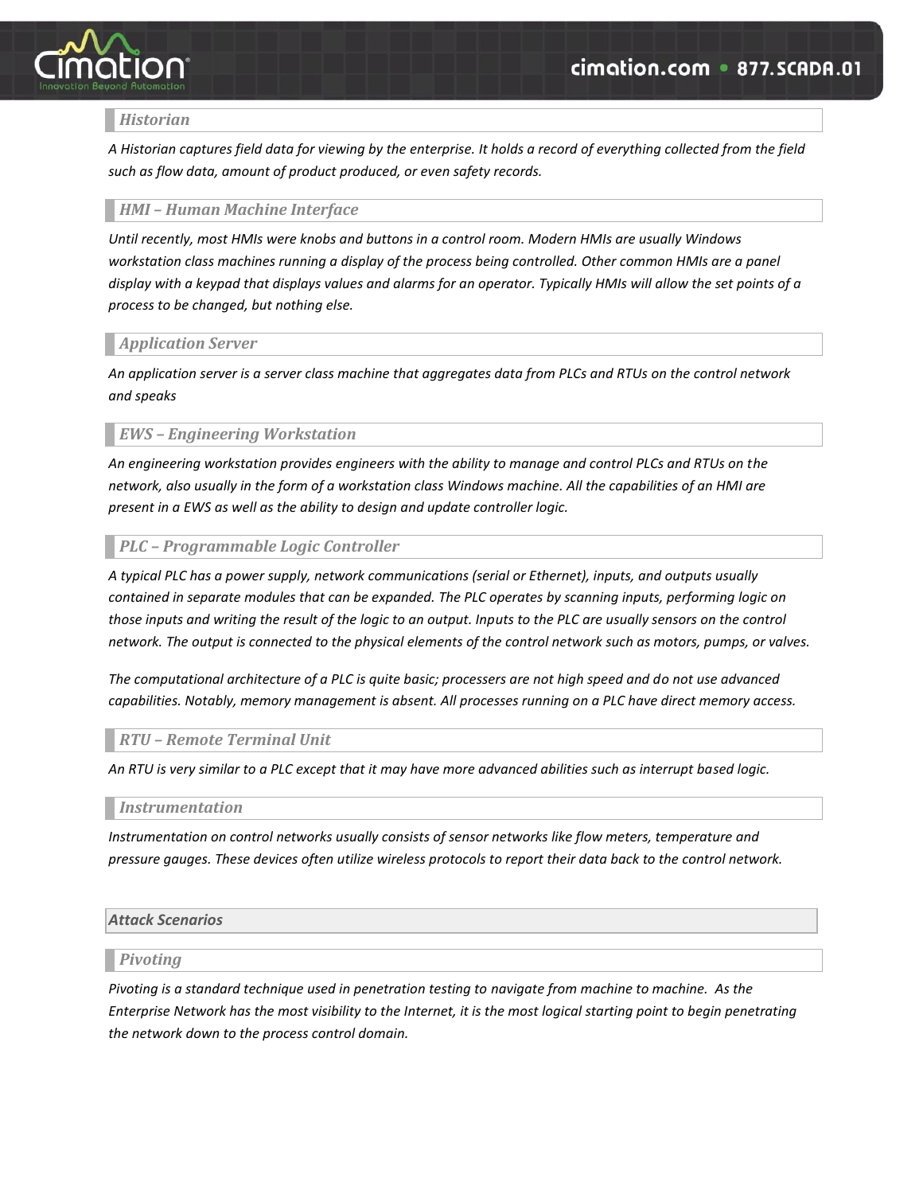### Historian

*A Historian captures field data for viewing by the enterprise. It holds a record of everything collected from the field such as flow data, amount of product produced, or even safety records.*

### HMI – Human Machine Interface

*Until recently, most HMIs were knobs and buttons in a control room. Modern HMIs are usually Windows workstation class machines running a display of the process being controlled. Other common HMIs are a panel display with a keypad that displays values and alarms for an operator. Typically HMIs will allow the set points of a process to be changed, but nothing else.*

### Application Server

*An application server is a server class machine that aggregates data from PLCs and RTUs on the control network and speaks*

### EWS – Engineering Workstation

*An engineering workstation provides engineers with the ability to manage and control PLCs and RTUs on the network, also usually in the form of a workstation class Windows machine. All the capabilities of an HMI are present in a EWS as well as the ability to design and update controller logic.*

### PLC – Programmable Logic Controller

*A typical PLC has a power supply, network communications (serial or Ethernet), inputs, and outputs usually contained in separate modules that can be expanded. The PLC operates by scanning inputs, performing logic on those inputs and writing the result of the logic to an output. Inputs to the PLC are usually sensors on the control network. The output is connected to the physical elements of the control network such as motors, pumps, or valves.*

*The computational architecture of a PLC is quite basic; processers are not high speed and do not use advanced capabilities. Notably, memory management is absent. All processes running on a PLC have direct memory access.*

### RTU – Remote Terminal Unit

*An RTU is very similar to a PLC except that it may have more advanced abilities such as interrupt based logic.*

### Instrumentation

*Instrumentation on control networks usually consists of sensor networks like flow meters, temperature and pressure gauges. These devices often utilize wireless protocols to report their data back to the control network.*

## Attack Scenarios

### Pivoting

*Pivoting is a standard technique used in penetration testing to navigate from machine to machine. As the Enterprise Network has the most visibility to the Internet, it is the most logical starting point to begin penetrating the network down to the process control domain.*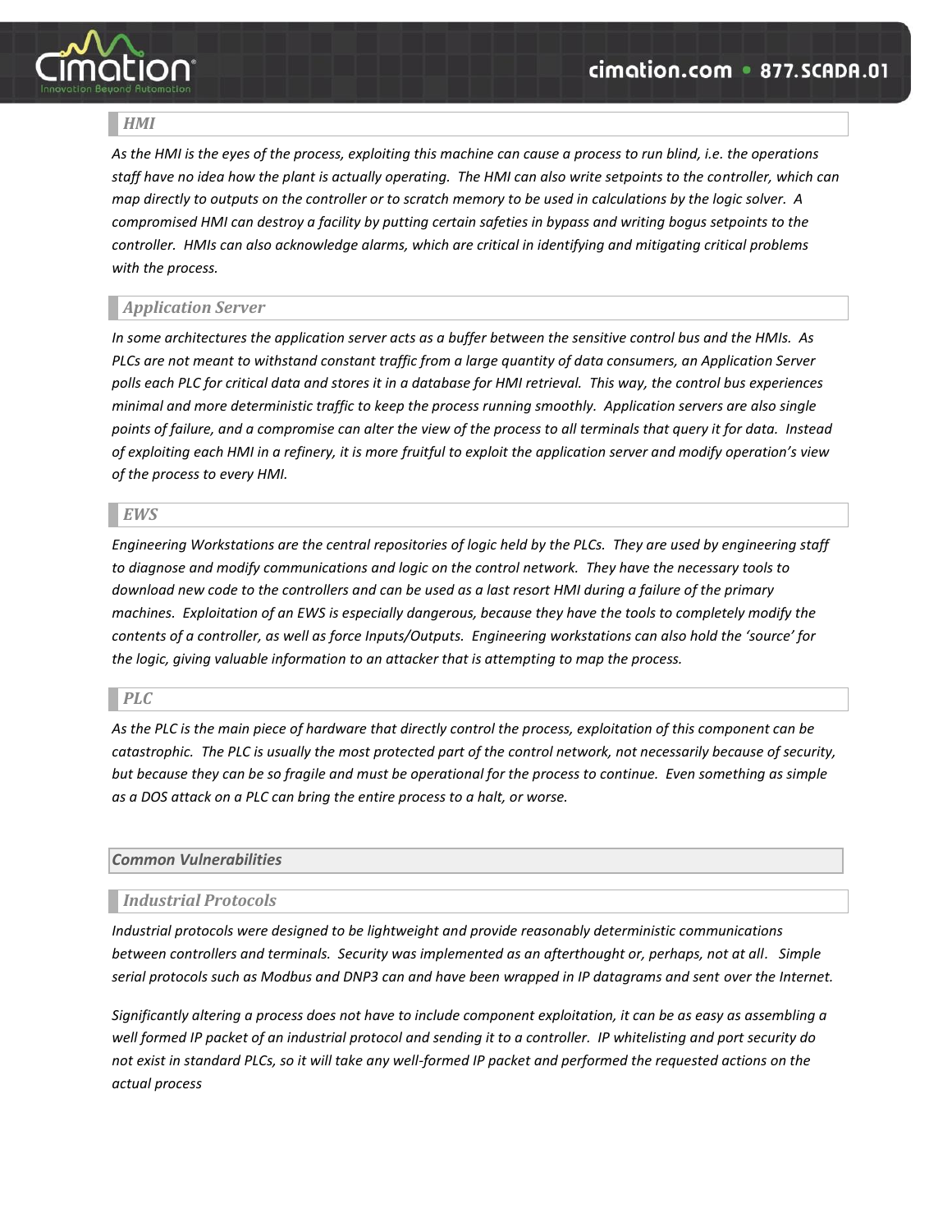### *HMI*

*As the HMI is the eyes of the process, exploiting this machine can cause a process to run blind, i.e. the operations staff have no idea how the plant is actually operating. The HMI can also write setpoints to the controller, which can map directly to outputs on the controller or to scratch memory to be used in calculations by the logic solver. A compromised HMI can destroy a facility by putting certain safeties in bypass and writing bogus setpoints to the controller. HMIs can also acknowledge alarms, which are critical in identifying and mitigating critical problems with the process.*

### *Application Server*

*In some architectures the application server acts as a buffer between the sensitive control bus and the HMIs. As PLCs are not meant to withstand constant traffic from a large quantity of data consumers, an Application Server polls each PLC for critical data and stores it in a database for HMI retrieval. This way, the control bus experiences minimal and more deterministic traffic to keep the process running smoothly. Application servers are also single points of failure, and a compromise can alter the view of the process to all terminals that query it for data. Instead of exploiting each HMI in a refinery, it is more fruitful to exploit the application server and modify operation's view of the process to every HMI.*

### *EWS*

*Engineering Workstations are the central repositories of logic held by the PLCs. They are used by engineering staff to diagnose and modify communications and logic on the control network. They have the necessary tools to download new code to the controllers and can be used as a last resort HMI during a failure of the primary machines. Exploitation of an EWS is especially dangerous, because they have the tools to completely modify the contents of a controller, as well as force Inputs/Outputs. Engineering workstations can also hold the 'source' for the logic, giving valuable information to an attacker that is attempting to map the process.*

### *PLC*

*As the PLC is the main piece of hardware that directly control the process, exploitation of this component can be catastrophic. The PLC is usually the most protected part of the control network, not necessarily because of security, but because they can be so fragile and must be operational for the process to continue. Even something as simple as a DOS attack on a PLC can bring the entire process to a halt, or worse.*

## *Common Vulnerabilities*

### *Industrial Protocols*

*Industrial protocols were designed to be lightweight and provide reasonably deterministic communications between controllers and terminals. Security was implemented as an afterthought or, perhaps, not at all. Simple serial protocols such as Modbus and DNP3 can and have been wrapped in IP datagrams and sent over the Internet.*

*Significantly altering a process does not have to include component exploitation, it can be as easy as assembling a well formed IP packet of an industrial protocol and sending it to a controller. IP whitelisting and port security do not exist in standard PLCs, so it will take any well-formed IP packet and performed the requested actions on the actual process*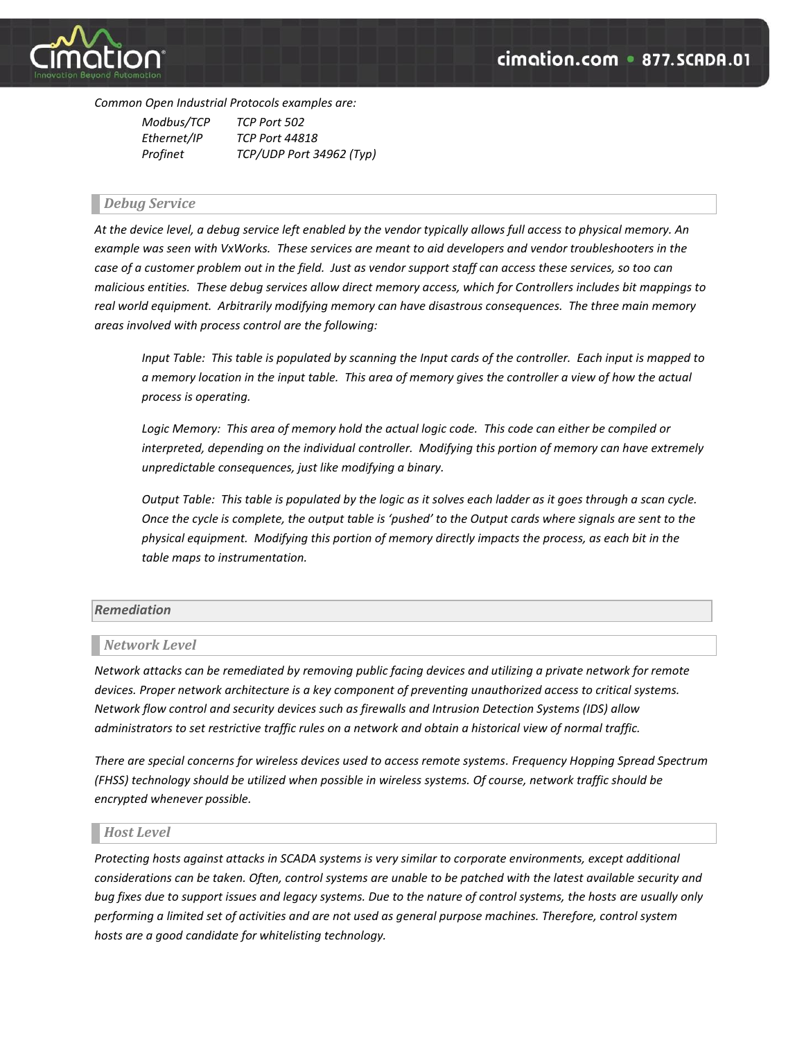*Common Open Industrial Protocols examples are:*

| | |
|---|---|
| *Modbus/TCP* | *TCP Port 502* |
| *Ethernet/IP* | *TCP Port 44818* |
| *Profinet* | *TCP/UDP Port 34962 (Typ)* |

### *Debug Service*

*At the device level, a debug service left enabled by the vendor typically allows full access to physical memory. An example was seen with VxWorks. These services are meant to aid developers and vendor troubleshooters in the case of a customer problem out in the field. Just as vendor support staff can access these services, so too can malicious entities. These debug services allow direct memory access, which for Controllers includes bit mappings to real world equipment. Arbitrarily modifying memory can have disastrous consequences. The three main memory areas involved with process control are the following:*

> *Input Table: This table is populated by scanning the Input cards of the controller. Each input is mapped to a memory location in the input table. This area of memory gives the controller a view of how the actual process is operating.*
>
> *Logic Memory: This area of memory hold the actual logic code. This code can either be compiled or interpreted, depending on the individual controller. Modifying this portion of memory can have extremely unpredictable consequences, just like modifying a binary.*
>
> *Output Table: This table is populated by the logic as it solves each ladder as it goes through a scan cycle. Once the cycle is complete, the output table is 'pushed' to the Output cards where signals are sent to the physical equipment. Modifying this portion of memory directly impacts the process, as each bit in the table maps to instrumentation.*

## *Remediation*

### *Network Level*

*Network attacks can be remediated by removing public facing devices and utilizing a private network for remote devices. Proper network architecture is a key component of preventing unauthorized access to critical systems. Network flow control and security devices such as firewalls and Intrusion Detection Systems (IDS) allow administrators to set restrictive traffic rules on a network and obtain a historical view of normal traffic.*

*There are special concerns for wireless devices used to access remote systems. Frequency Hopping Spread Spectrum (FHSS) technology should be utilized when possible in wireless systems. Of course, network traffic should be encrypted whenever possible.*

### *Host Level*

*Protecting hosts against attacks in SCADA systems is very similar to corporate environments, except additional considerations can be taken. Often, control systems are unable to be patched with the latest available security and bug fixes due to support issues and legacy systems. Due to the nature of control systems, the hosts are usually only performing a limited set of activities and are not used as general purpose machines. Therefore, control system hosts are a good candidate for whitelisting technology.*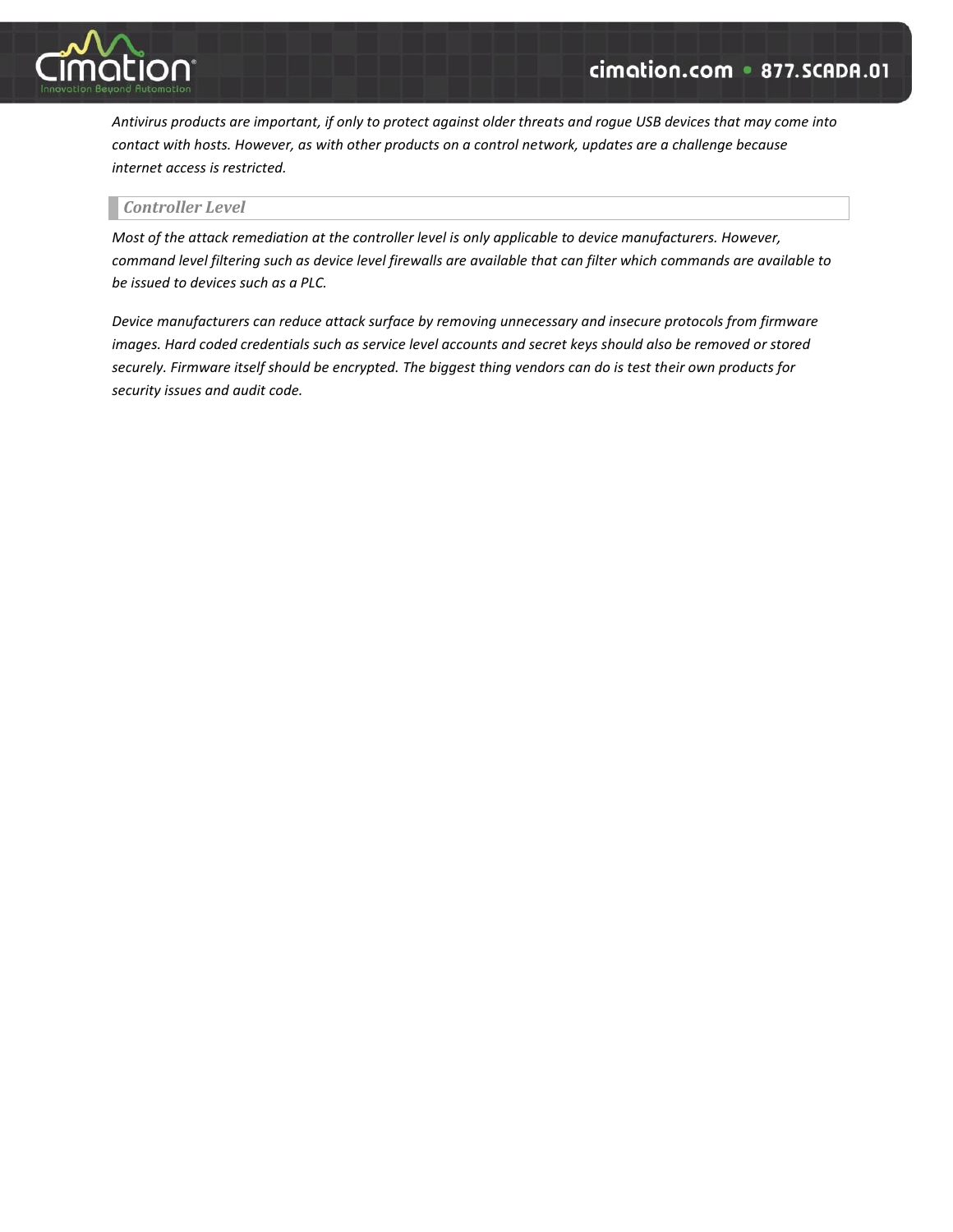*Antivirus products are important, if only to protect against older threats and rogue USB devices that may come into contact with hosts. However, as with other products on a control network, updates are a challenge because internet access is restricted.*

### *Controller Level*

*Most of the attack remediation at the controller level is only applicable to device manufacturers. However, command level filtering such as device level firewalls are available that can filter which commands are available to be issued to devices such as a PLC.*

*Device manufacturers can reduce attack surface by removing unnecessary and insecure protocols from firmware images. Hard coded credentials such as service level accounts and secret keys should also be removed or stored securely. Firmware itself should be encrypted. The biggest thing vendors can do is test their own products for security issues and audit code.*